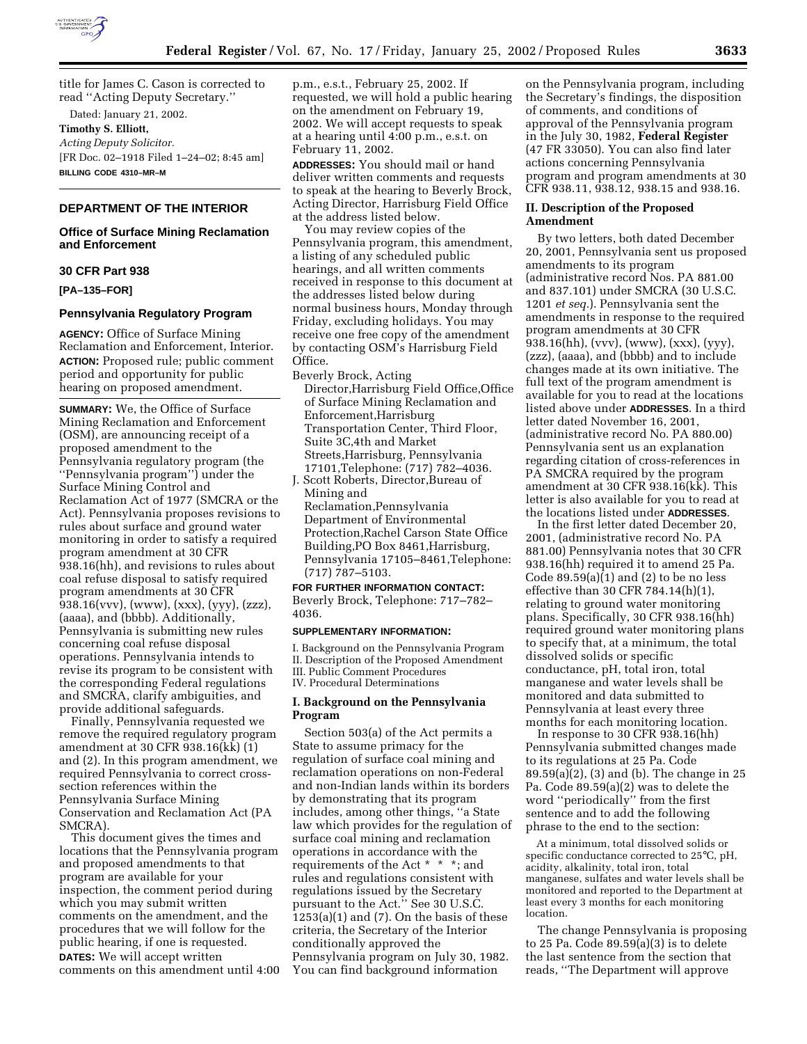title for James C. Cason is corrected to read ''Acting Deputy Secretary.''

Dated: January 21, 2002.

**Timothy S. Elliott,**

*Acting Deputy Solicitor.*

[FR Doc. 02–1918 Filed 1–24–02; 8:45 am]

**BILLING CODE 4310–MR–M**

## DEPARTMENT OF THE INTERIOR

### Office of Surface Mining Reclamation and Enforcement

### 30 CFR Part 938

**[PA–135–FOR]**

### Pennsylvania Regulatory Program

**AGENCY:** Office of Surface Mining Reclamation and Enforcement, Interior.

**ACTION:** Proposed rule; public comment period and opportunity for public hearing on proposed amendment.

**SUMMARY:** We, the Office of Surface Mining Reclamation and Enforcement (OSM), are announcing receipt of a proposed amendment to the Pennsylvania regulatory program (the ''Pennsylvania program'') under the Surface Mining Control and Reclamation Act of 1977 (SMCRA or the Act). Pennsylvania proposes revisions to rules about surface and ground water monitoring in order to satisfy a required program amendment at 30 CFR 938.16(hh), and revisions to rules about coal refuse disposal to satisfy required program amendments at 30 CFR 938.16(vvv), (www), (xxx), (yyy), (zzz), (aaaa), and (bbbb). Additionally, Pennsylvania is submitting new rules concerning coal refuse disposal operations. Pennsylvania intends to revise its program to be consistent with the corresponding Federal regulations and SMCRA, clarify ambiguities, and provide additional safeguards.

Finally, Pennsylvania requested we remove the required regulatory program amendment at 30 CFR 938.16(kk) (1) and (2). In this program amendment, we required Pennsylvania to correct cross-section references within the Pennsylvania Surface Mining Conservation and Reclamation Act (PA SMCRA).

This document gives the times and locations that the Pennsylvania program and proposed amendments to that program are available for your inspection, the comment period during which you may submit written comments on the amendment, and the procedures that we will follow for the public hearing, if one is requested.

**DATES:** We will accept written comments on this amendment until 4:00 p.m., e.s.t., February 25, 2002. If requested, we will hold a public hearing on the amendment on February 19, 2002. We will accept requests to speak at a hearing until 4:00 p.m., e.s.t. on February 11, 2002.

**ADDRESSES:** You should mail or hand deliver written comments and requests to speak at the hearing to Beverly Brock, Acting Director, Harrisburg Field Office at the address listed below.

You may review copies of the Pennsylvania program, this amendment, a listing of any scheduled public hearings, and all written comments received in response to this document at the addresses listed below during normal business hours, Monday through Friday, excluding holidays. You may receive one free copy of the amendment by contacting OSM's Harrisburg Field Office.

Beverly Brock, Acting Director,Harrisburg Field Office,Office of Surface Mining Reclamation and Enforcement,Harrisburg Transportation Center, Third Floor, Suite 3C,4th and Market Streets,Harrisburg, Pennsylvania 17101,Telephone: (717) 782–4036.

J. Scott Roberts, Director,Bureau of Mining and Reclamation,Pennsylvania Department of Environmental Protection,Rachel Carson State Office Building,PO Box 8461,Harrisburg, Pennsylvania 17105–8461,Telephone: (717) 787–5103.

**FOR FURTHER INFORMATION CONTACT:** Beverly Brock, Telephone: 717–782–4036.

**SUPPLEMENTARY INFORMATION:**

I. Background on the Pennsylvania Program
II. Description of the Proposed Amendment
III. Public Comment Procedures
IV. Procedural Determinations

### I. Background on the Pennsylvania Program

Section 503(a) of the Act permits a State to assume primacy for the regulation of surface coal mining and reclamation operations on non-Federal and non-Indian lands within its borders by demonstrating that its program includes, among other things, ''a State law which provides for the regulation of surface coal mining and reclamation operations in accordance with the requirements of the Act * * *; and rules and regulations consistent with regulations issued by the Secretary pursuant to the Act.'' See 30 U.S.C. 1253(a)(1) and (7). On the basis of these criteria, the Secretary of the Interior conditionally approved the Pennsylvania program on July 30, 1982. You can find background information on the Pennsylvania program, including the Secretary's findings, the disposition of comments, and conditions of approval of the Pennsylvania program in the July 30, 1982, **Federal Register** (47 FR 33050). You can also find later actions concerning Pennsylvania program and program amendments at 30 CFR 938.11, 938.12, 938.15 and 938.16.

### II. Description of the Proposed Amendment

By two letters, both dated December 20, 2001, Pennsylvania sent us proposed amendments to its program (administrative record Nos. PA 881.00 and 837.101) under SMCRA (30 U.S.C. 1201 *et seq.*). Pennsylvania sent the amendments in response to the required program amendments at 30 CFR 938.16(hh), (vvv), (www), (xxx), (yyy), (zzz), (aaaa), and (bbbb) and to include changes made at its own initiative. The full text of the program amendment is available for you to read at the locations listed above under **ADDRESSES.** In a third letter dated November 16, 2001, (administrative record No. PA 880.00) Pennsylvania sent us an explanation regarding citation of cross-references in PA SMCRA required by the program amendment at 30 CFR 938.16(kk). This letter is also available for you to read at the locations listed under **ADDRESSES.**

In the first letter dated December 20, 2001, (administrative record No. PA 881.00) Pennsylvania notes that 30 CFR 938.16(hh) required it to amend 25 Pa. Code 89.59(a)(1) and (2) to be no less effective than 30 CFR 784.14(h)(1), relating to ground water monitoring plans. Specifically, 30 CFR 938.16(hh) required ground water monitoring plans to specify that, at a minimum, the total dissolved solids or specific conductance, pH, total iron, total manganese and water levels shall be monitored and data submitted to Pennsylvania at least every three months for each monitoring location.

In response to 30 CFR 938.16(hh) Pennsylvania submitted changes made to its regulations at 25 Pa. Code 89.59(a)(2), (3) and (b). The change in 25 Pa. Code 89.59(a)(2) was to delete the word ''periodically'' from the first sentence and to add the following phrase to the end to the section:

> At a minimum, total dissolved solids or specific conductance corrected to 25°C, pH, acidity, alkalinity, total iron, total manganese, sulfates and water levels shall be monitored and reported to the Department at least every 3 months for each monitoring location.

The change Pennsylvania is proposing to 25 Pa. Code 89.59(a)(3) is to delete the last sentence from the section that reads, ''The Department will approve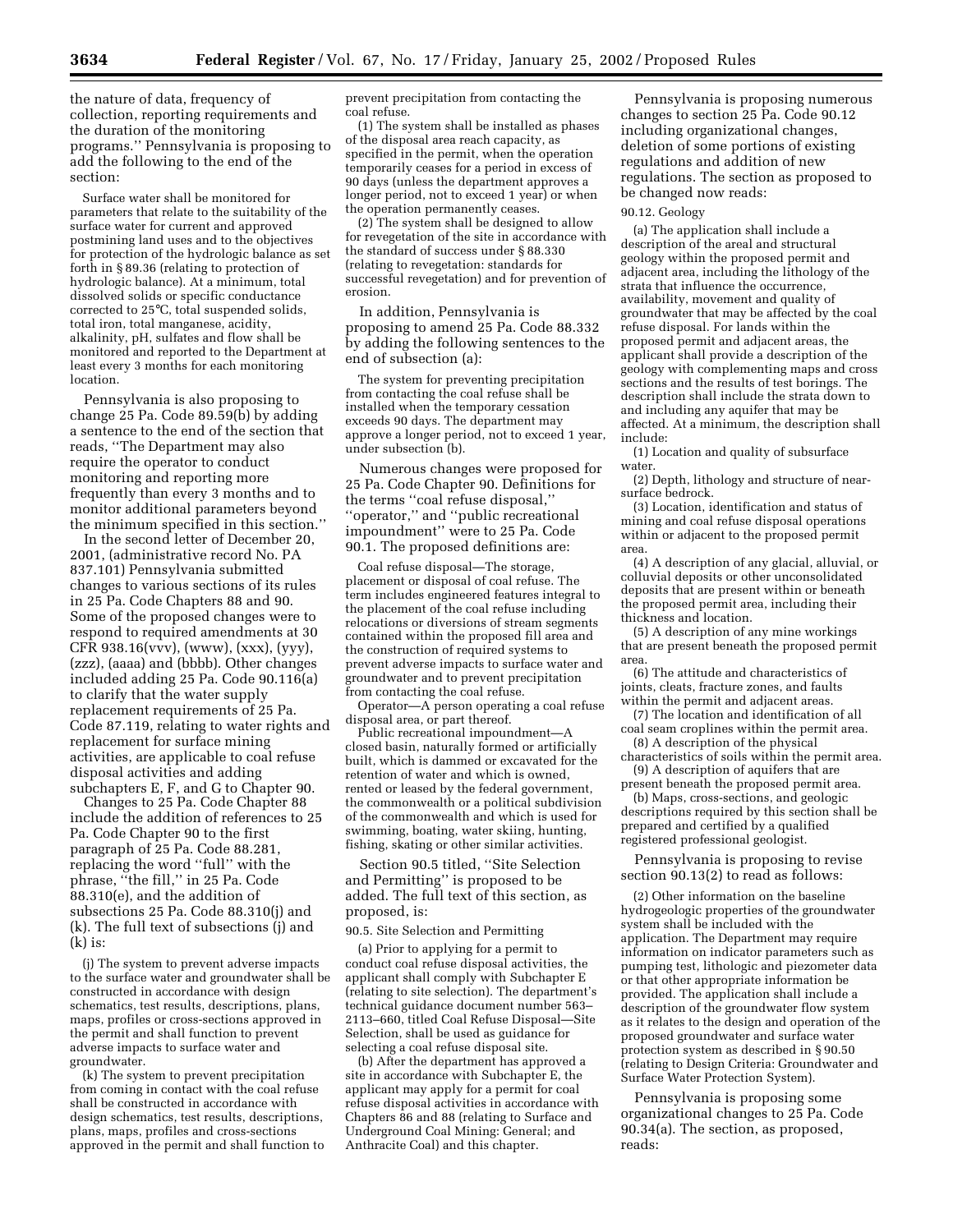the nature of data, frequency of collection, reporting requirements and the duration of the monitoring programs.'' Pennsylvania is proposing to add the following to the end of the section:

> Surface water shall be monitored for parameters that relate to the suitability of the surface water for current and approved postmining land uses and to the objectives for protection of the hydrologic balance as set forth in § 89.36 (relating to protection of hydrologic balance). At a minimum, total dissolved solids or specific conductance corrected to 25°C, total suspended solids, total iron, total manganese, acidity, alkalinity, pH, sulfates and flow shall be monitored and reported to the Department at least every 3 months for each monitoring location.

Pennsylvania is also proposing to change 25 Pa. Code 89.59(b) by adding a sentence to the end of the section that reads, ''The Department may also require the operator to conduct monitoring and reporting more frequently than every 3 months and to monitor additional parameters beyond the minimum specified in this section.''

In the second letter of December 20, 2001, (administrative record No. PA 837.101) Pennsylvania submitted changes to various sections of its rules in 25 Pa. Code Chapters 88 and 90. Some of the proposed changes were to respond to required amendments at 30 CFR 938.16(vvv), (www), (xxx), (yyy), (zzz), (aaaa) and (bbbb). Other changes included adding 25 Pa. Code 90.116(a) to clarify that the water supply replacement requirements of 25 Pa. Code 87.119, relating to water rights and replacement for surface mining activities, are applicable to coal refuse disposal activities and adding subchapters E, F, and G to Chapter 90.

Changes to 25 Pa. Code Chapter 88 include the addition of references to 25 Pa. Code Chapter 90 to the first paragraph of 25 Pa. Code 88.281, replacing the word ''full'' with the phrase, ''the fill,'' in 25 Pa. Code 88.310(e), and the addition of subsections 25 Pa. Code 88.310(j) and (k). The full text of subsections (j) and (k) is:

> (j) The system to prevent adverse impacts to the surface water and groundwater shall be constructed in accordance with design schematics, test results, descriptions, plans, maps, profiles or cross-sections approved in the permit and shall function to prevent adverse impacts to surface water and groundwater.
>
> (k) The system to prevent precipitation from coming in contact with the coal refuse shall be constructed in accordance with design schematics, test results, descriptions, plans, maps, profiles and cross-sections approved in the permit and shall function to prevent precipitation from contacting the coal refuse.
>
> (1) The system shall be installed as phases of the disposal area reach capacity, as specified in the permit, when the operation temporarily ceases for a period in excess of 90 days (unless the department approves a longer period, not to exceed 1 year) or when the operation permanently ceases.
>
> (2) The system shall be designed to allow for revegetation of the site in accordance with the standard of success under § 88.330 (relating to revegetation: standards for successful revegetation) and for prevention of erosion.

In addition, Pennsylvania is proposing to amend 25 Pa. Code 88.332 by adding the following sentences to the end of subsection (a):

> The system for preventing precipitation from contacting the coal refuse shall be installed when the temporary cessation exceeds 90 days. The department may approve a longer period, not to exceed 1 year, under subsection (b).

Numerous changes were proposed for 25 Pa. Code Chapter 90. Definitions for the terms ''coal refuse disposal,'' ''operator,'' and ''public recreational impoundment'' were to 25 Pa. Code 90.1. The proposed definitions are:

> Coal refuse disposal—The storage, placement or disposal of coal refuse. The term includes engineered features integral to the placement of the coal refuse including relocations or diversions of stream segments contained within the proposed fill area and the construction of required systems to prevent adverse impacts to surface water and groundwater and to prevent precipitation from contacting the coal refuse.
>
> Operator—A person operating a coal refuse disposal area, or part thereof.
>
> Public recreational impoundment—A closed basin, naturally formed or artificially built, which is dammed or excavated for the retention of water and which is owned, rented or leased by the federal government, the commonwealth or a political subdivision of the commonwealth and which is used for swimming, boating, water skiing, hunting, fishing, skating or other similar activities.

Section 90.5 titled, ''Site Selection and Permitting'' is proposed to be added. The full text of this section, as proposed, is:

90.5. Site Selection and Permitting

> (a) Prior to applying for a permit to conduct coal refuse disposal activities, the applicant shall comply with Subchapter E (relating to site selection). The department's technical guidance document number 563–2113–660, titled Coal Refuse Disposal—Site Selection, shall be used as guidance for selecting a coal refuse disposal site.
>
> (b) After the department has approved a site in accordance with Subchapter E, the applicant may apply for a permit for coal refuse disposal activities in accordance with Chapters 86 and 88 (relating to Surface and Underground Coal Mining: General; and Anthracite Coal) and this chapter.

Pennsylvania is proposing numerous changes to section 25 Pa. Code 90.12 including organizational changes, deletion of some portions of existing regulations and addition of new regulations. The section as proposed to be changed now reads:

90.12. Geology

> (a) The application shall include a description of the areal and structural geology within the proposed permit and adjacent area, including the lithology of the strata that influence the occurrence, availability, movement and quality of groundwater that may be affected by the coal refuse disposal. For lands within the proposed permit and adjacent areas, the applicant shall provide a description of the geology with complementing maps and cross sections and the results of test borings. The description shall include the strata down to and including any aquifer that may be affected. At a minimum, the description shall include:
>
> (1) Location and quality of subsurface water.
>
> (2) Depth, lithology and structure of near-surface bedrock.
>
> (3) Location, identification and status of mining and coal refuse disposal operations within or adjacent to the proposed permit area.
>
> (4) A description of any glacial, alluvial, or colluvial deposits or other unconsolidated deposits that are present within or beneath the proposed permit area, including their thickness and location.
>
> (5) A description of any mine workings that are present beneath the proposed permit area.
>
> (6) The attitude and characteristics of joints, cleats, fracture zones, and faults within the permit and adjacent areas.
>
> (7) The location and identification of all coal seam croplines within the permit area.
>
> (8) A description of the physical characteristics of soils within the permit area.
>
> (9) A description of aquifers that are present beneath the proposed permit area.
>
> (b) Maps, cross-sections, and geologic descriptions required by this section shall be prepared and certified by a qualified registered professional geologist.

Pennsylvania is proposing to revise section 90.13(2) to read as follows:

> (2) Other information on the baseline hydrogeologic properties of the groundwater system shall be included with the application. The Department may require information on indicator parameters such as pumping test, lithologic and piezometer data or that other appropriate information be provided. The application shall include a description of the groundwater flow system as it relates to the design and operation of the proposed groundwater and surface water protection system as described in § 90.50 (relating to Design Criteria: Groundwater and Surface Water Protection System).

Pennsylvania is proposing some organizational changes to 25 Pa. Code 90.34(a). The section, as proposed, reads: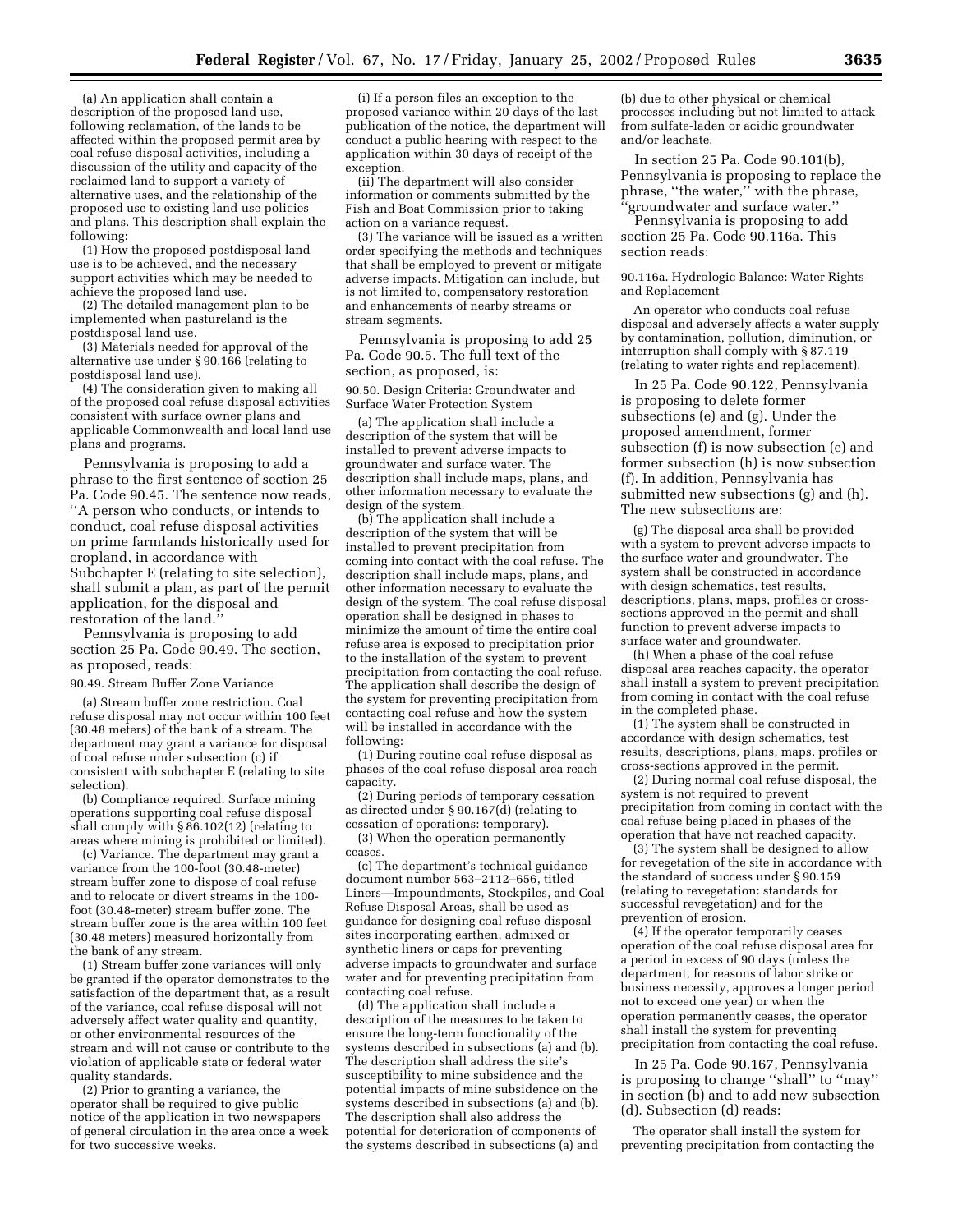(a) An application shall contain a description of the proposed land use, following reclamation, of the lands to be affected within the proposed permit area by coal refuse disposal activities, including a discussion of the utility and capacity of the reclaimed land to support a variety of alternative uses, and the relationship of the proposed use to existing land use policies and plans. This description shall explain the following:

(1) How the proposed postdisposal land use is to be achieved, and the necessary support activities which may be needed to achieve the proposed land use.

(2) The detailed management plan to be implemented when pastureland is the postdisposal land use.

(3) Materials needed for approval of the alternative use under § 90.166 (relating to postdisposal land use).

(4) The consideration given to making all of the proposed coal refuse disposal activities consistent with surface owner plans and applicable Commonwealth and local land use plans and programs.

Pennsylvania is proposing to add a phrase to the first sentence of section 25 Pa. Code 90.45. The sentence now reads, ''A person who conducts, or intends to conduct, coal refuse disposal activities on prime farmlands historically used for cropland, in accordance with Subchapter E (relating to site selection), shall submit a plan, as part of the permit application, for the disposal and restoration of the land.''

Pennsylvania is proposing to add section 25 Pa. Code 90.49. The section, as proposed, reads:

90.49. Stream Buffer Zone Variance

(a) Stream buffer zone restriction. Coal refuse disposal may not occur within 100 feet (30.48 meters) of the bank of a stream. The department may grant a variance for disposal of coal refuse under subsection (c) if consistent with subchapter E (relating to site selection).

(b) Compliance required. Surface mining operations supporting coal refuse disposal shall comply with § 86.102(12) (relating to areas where mining is prohibited or limited).

(c) Variance. The department may grant a variance from the 100-foot (30.48-meter) stream buffer zone to dispose of coal refuse and to relocate or divert streams in the 100-foot (30.48-meter) stream buffer zone. The stream buffer zone is the area within 100 feet (30.48 meters) measured horizontally from the bank of any stream.

(1) Stream buffer zone variances will only be granted if the operator demonstrates to the satisfaction of the department that, as a result of the variance, coal refuse disposal will not adversely affect water quality and quantity, or other environmental resources of the stream and will not cause or contribute to the violation of applicable state or federal water quality standards.

(2) Prior to granting a variance, the operator shall be required to give public notice of the application in two newspapers of general circulation in the area once a week for two successive weeks.

(i) If a person files an exception to the proposed variance within 20 days of the last publication of the notice, the department will conduct a public hearing with respect to the application within 30 days of receipt of the exception.

(ii) The department will also consider information or comments submitted by the Fish and Boat Commission prior to taking action on a variance request.

(3) The variance will be issued as a written order specifying the methods and techniques that shall be employed to prevent or mitigate adverse impacts. Mitigation can include, but is not limited to, compensatory restoration and enhancements of nearby streams or stream segments.

Pennsylvania is proposing to add 25 Pa. Code 90.5. The full text of the section, as proposed, is:

90.50. Design Criteria: Groundwater and Surface Water Protection System

(a) The application shall include a description of the system that will be installed to prevent adverse impacts to groundwater and surface water. The description shall include maps, plans, and other information necessary to evaluate the design of the system.

(b) The application shall include a description of the system that will be installed to prevent precipitation from coming into contact with the coal refuse. The description shall include maps, plans, and other information necessary to evaluate the design of the system. The coal refuse disposal operation shall be designed in phases to minimize the amount of time the entire coal refuse area is exposed to precipitation prior to the installation of the system to prevent precipitation from contacting the coal refuse. The application shall describe the design of the system for preventing precipitation from contacting coal refuse and how the system will be installed in accordance with the following:

(1) During routine coal refuse disposal as phases of the coal refuse disposal area reach capacity.

(2) During periods of temporary cessation as directed under § 90.167(d) (relating to cessation of operations: temporary).

(3) When the operation permanently ceases.

(c) The department's technical guidance document number 563–2112–656, titled Liners—Impoundments, Stockpiles, and Coal Refuse Disposal Areas, shall be used as guidance for designing coal refuse disposal sites incorporating earthen, admixed or synthetic liners or caps for preventing adverse impacts to groundwater and surface water and for preventing precipitation from contacting coal refuse.

(d) The application shall include a description of the measures to be taken to ensure the long-term functionality of the systems described in subsections (a) and (b). The description shall address the site's susceptibility to mine subsidence and the potential impacts of mine subsidence on the systems described in subsections (a) and (b). The description shall also address the potential for deterioration of components of the systems described in subsections (a) and (b) due to other physical or chemical processes including but not limited to attack from sulfate-laden or acidic groundwater and/or leachate.

In section 25 Pa. Code 90.101(b), Pennsylvania is proposing to replace the phrase, ''the water,'' with the phrase, ''groundwater and surface water.''

Pennsylvania is proposing to add section 25 Pa. Code 90.116a. This section reads:

90.116a. Hydrologic Balance: Water Rights and Replacement

An operator who conducts coal refuse disposal and adversely affects a water supply by contamination, pollution, diminution, or interruption shall comply with § 87.119 (relating to water rights and replacement).

In 25 Pa. Code 90.122, Pennsylvania is proposing to delete former subsections (e) and (g). Under the proposed amendment, former subsection (f) is now subsection (e) and former subsection (h) is now subsection (f). In addition, Pennsylvania has submitted new subsections (g) and (h). The new subsections are:

(g) The disposal area shall be provided with a system to prevent adverse impacts to the surface water and groundwater. The system shall be constructed in accordance with design schematics, test results, descriptions, plans, maps, profiles or cross-sections approved in the permit and shall function to prevent adverse impacts to surface water and groundwater.

(h) When a phase of the coal refuse disposal area reaches capacity, the operator shall install a system to prevent precipitation from coming in contact with the coal refuse in the completed phase.

(1) The system shall be constructed in accordance with design schematics, test results, descriptions, plans, maps, profiles or cross-sections approved in the permit.

(2) During normal coal refuse disposal, the system is not required to prevent precipitation from coming in contact with the coal refuse being placed in phases of the operation that have not reached capacity.

(3) The system shall be designed to allow for revegetation of the site in accordance with the standard of success under § 90.159 (relating to revegetation: standards for successful revegetation) and for the prevention of erosion.

(4) If the operator temporarily ceases operation of the coal refuse disposal area for a period in excess of 90 days (unless the department, for reasons of labor strike or business necessity, approves a longer period not to exceed one year) or when the operation permanently ceases, the operator shall install the system for preventing precipitation from contacting the coal refuse.

In 25 Pa. Code 90.167, Pennsylvania is proposing to change ''shall'' to ''may'' in section (b) and to add new subsection (d). Subsection (d) reads:

The operator shall install the system for preventing precipitation from contacting the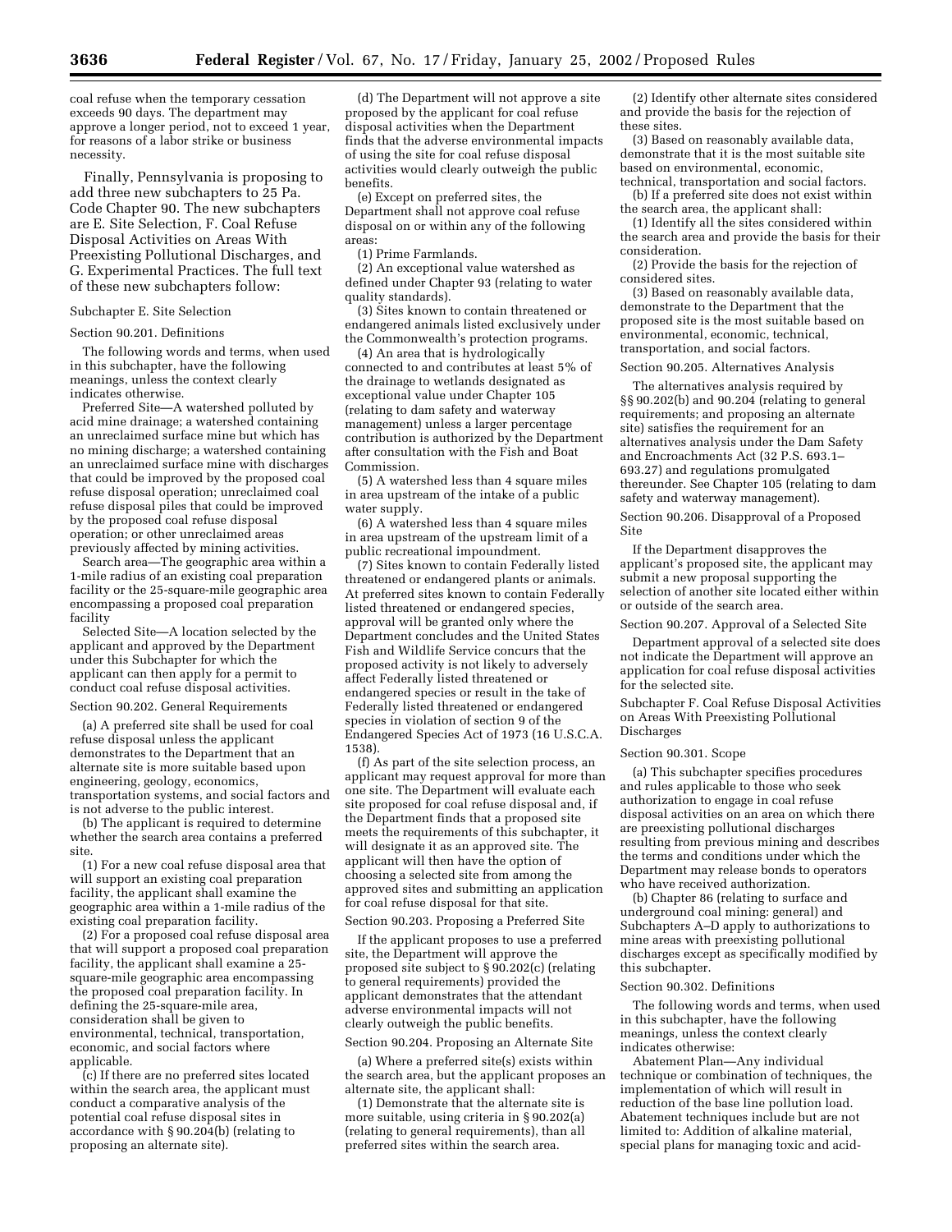coal refuse when the temporary cessation exceeds 90 days. The department may approve a longer period, not to exceed 1 year, for reasons of a labor strike or business necessity.

Finally, Pennsylvania is proposing to add three new subchapters to 25 Pa. Code Chapter 90. The new subchapters are E. Site Selection, F. Coal Refuse Disposal Activities on Areas With Preexisting Pollutional Discharges, and G. Experimental Practices. The full text of these new subchapters follow:

Subchapter E. Site Selection

Section 90.201. Definitions

The following words and terms, when used in this subchapter, have the following meanings, unless the context clearly indicates otherwise.

Preferred Site—A watershed polluted by acid mine drainage; a watershed containing an unreclaimed surface mine but which has no mining discharge; a watershed containing an unreclaimed surface mine with discharges that could be improved by the proposed coal refuse disposal operation; unreclaimed coal refuse disposal piles that could be improved by the proposed coal refuse disposal operation; or other unreclaimed areas previously affected by mining activities.

Search area—The geographic area within a 1-mile radius of an existing coal preparation facility or the 25-square-mile geographic area encompassing a proposed coal preparation facility

Selected Site—A location selected by the applicant and approved by the Department under this Subchapter for which the applicant can then apply for a permit to conduct coal refuse disposal activities.

Section 90.202. General Requirements

(a) A preferred site shall be used for coal refuse disposal unless the applicant demonstrates to the Department that an alternate site is more suitable based upon engineering, geology, economics, transportation systems, and social factors and is not adverse to the public interest.

(b) The applicant is required to determine whether the search area contains a preferred site.

(1) For a new coal refuse disposal area that will support an existing coal preparation facility, the applicant shall examine the geographic area within a 1-mile radius of the existing coal preparation facility.

(2) For a proposed coal refuse disposal area that will support a proposed coal preparation facility, the applicant shall examine a 25-square-mile geographic area encompassing the proposed coal preparation facility. In defining the 25-square-mile area, consideration shall be given to environmental, technical, transportation, economic, and social factors where applicable.

(c) If there are no preferred sites located within the search area, the applicant must conduct a comparative analysis of the potential coal refuse disposal sites in accordance with § 90.204(b) (relating to proposing an alternate site).

(d) The Department will not approve a site proposed by the applicant for coal refuse disposal activities when the Department finds that the adverse environmental impacts of using the site for coal refuse disposal activities would clearly outweigh the public benefits.

(e) Except on preferred sites, the Department shall not approve coal refuse disposal on or within any of the following areas:

(1) Prime Farmlands.

(2) An exceptional value watershed as defined under Chapter 93 (relating to water quality standards).

(3) Sites known to contain threatened or endangered animals listed exclusively under the Commonwealth's protection programs.

(4) An area that is hydrologically connected to and contributes at least 5% of the drainage to wetlands designated as exceptional value under Chapter 105 (relating to dam safety and waterway management) unless a larger percentage contribution is authorized by the Department after consultation with the Fish and Boat Commission.

(5) A watershed less than 4 square miles in area upstream of the intake of a public water supply.

(6) A watershed less than 4 square miles in area upstream of the upstream limit of a public recreational impoundment.

(7) Sites known to contain Federally listed threatened or endangered plants or animals. At preferred sites known to contain Federally listed threatened or endangered species, approval will be granted only where the Department concludes and the United States Fish and Wildlife Service concurs that the proposed activity is not likely to adversely affect Federally listed threatened or endangered species or result in the take of Federally listed threatened or endangered species in violation of section 9 of the Endangered Species Act of 1973 (16 U.S.C.A. 1538).

(f) As part of the site selection process, an applicant may request approval for more than one site. The Department will evaluate each site proposed for coal refuse disposal and, if the Department finds that a proposed site meets the requirements of this subchapter, it will designate it as an approved site. The applicant will then have the option of choosing a selected site from among the approved sites and submitting an application for coal refuse disposal for that site.

Section 90.203. Proposing a Preferred Site

If the applicant proposes to use a preferred site, the Department will approve the proposed site subject to § 90.202(c) (relating to general requirements) provided the applicant demonstrates that the attendant adverse environmental impacts will not clearly outweigh the public benefits.

Section 90.204. Proposing an Alternate Site

(a) Where a preferred site(s) exists within the search area, but the applicant proposes an alternate site, the applicant shall:

(1) Demonstrate that the alternate site is more suitable, using criteria in § 90.202(a) (relating to general requirements), than all preferred sites within the search area.

(2) Identify other alternate sites considered and provide the basis for the rejection of these sites.

(3) Based on reasonably available data, demonstrate that it is the most suitable site based on environmental, economic, technical, transportation and social factors.

(b) If a preferred site does not exist within the search area, the applicant shall:

(1) Identify all the sites considered within the search area and provide the basis for their consideration.

(2) Provide the basis for the rejection of considered sites.

(3) Based on reasonably available data, demonstrate to the Department that the proposed site is the most suitable based on environmental, economic, technical, transportation, and social factors.

Section 90.205. Alternatives Analysis

The alternatives analysis required by §§ 90.202(b) and 90.204 (relating to general requirements; and proposing an alternate site) satisfies the requirement for an alternatives analysis under the Dam Safety and Encroachments Act (32 P.S. 693.1–693.27) and regulations promulgated thereunder. See Chapter 105 (relating to dam safety and waterway management).

Section 90.206. Disapproval of a Proposed Site

If the Department disapproves the applicant's proposed site, the applicant may submit a new proposal supporting the selection of another site located either within or outside of the search area.

Section 90.207. Approval of a Selected Site

Department approval of a selected site does not indicate the Department will approve an application for coal refuse disposal activities for the selected site.

Subchapter F. Coal Refuse Disposal Activities on Areas With Preexisting Pollutional Discharges

Section 90.301. Scope

(a) This subchapter specifies procedures and rules applicable to those who seek authorization to engage in coal refuse disposal activities on an area on which there are preexisting pollutional discharges resulting from previous mining and describes the terms and conditions under which the Department may release bonds to operators who have received authorization.

(b) Chapter 86 (relating to surface and underground coal mining: general) and Subchapters A–D apply to authorizations to mine areas with preexisting pollutional discharges except as specifically modified by this subchapter.

Section 90.302. Definitions

The following words and terms, when used in this subchapter, have the following meanings, unless the context clearly indicates otherwise:

Abatement Plan—Any individual technique or combination of techniques, the implementation of which will result in reduction of the base line pollution load. Abatement techniques include but are not limited to: Addition of alkaline material, special plans for managing toxic and acid-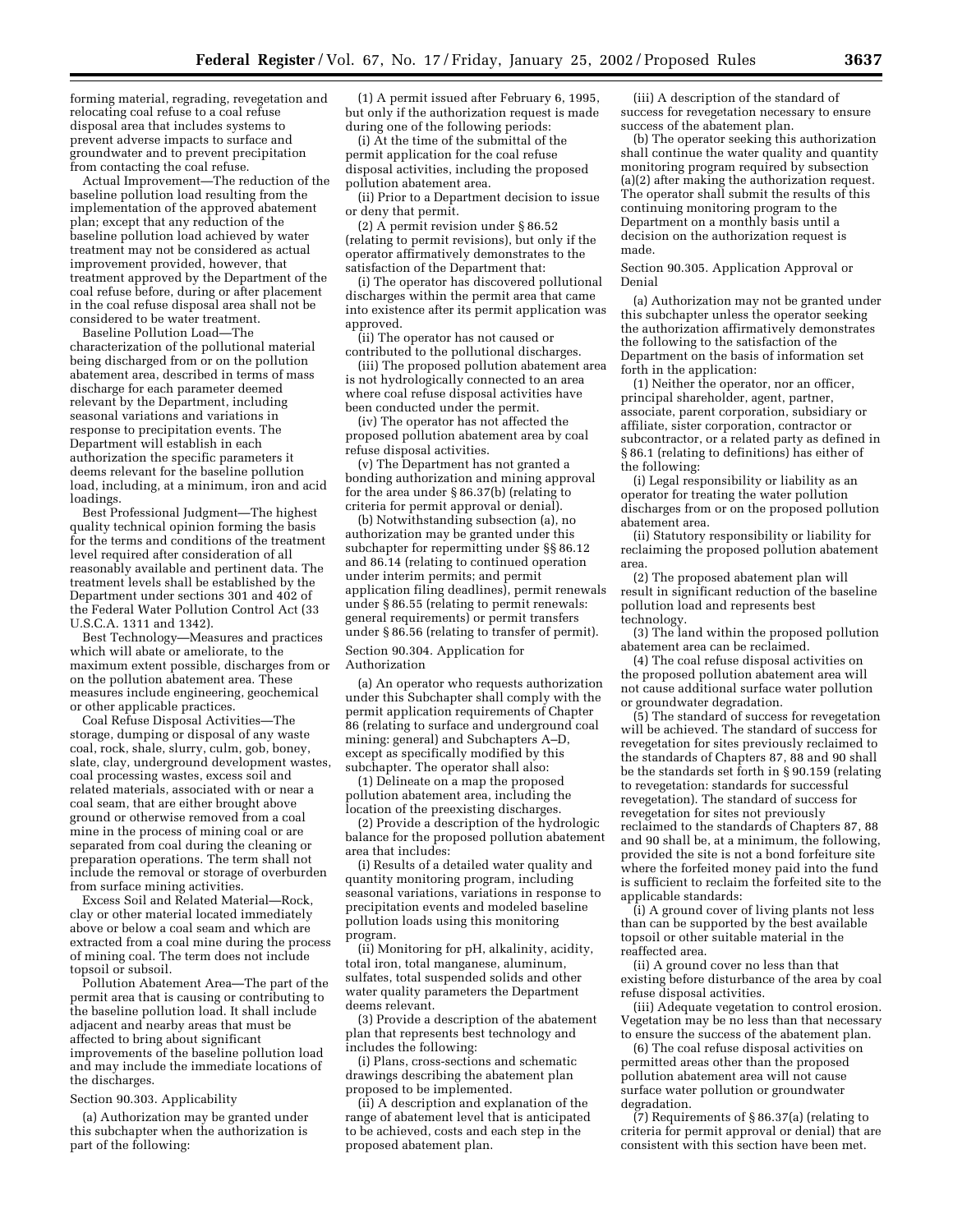forming material, regrading, revegetation and relocating coal refuse to a coal refuse disposal area that includes systems to prevent adverse impacts to surface and groundwater and to prevent precipitation from contacting the coal refuse.

Actual Improvement—The reduction of the baseline pollution load resulting from the implementation of the approved abatement plan; except that any reduction of the baseline pollution load achieved by water treatment may not be considered as actual improvement provided, however, that treatment approved by the Department of the coal refuse before, during or after placement in the coal refuse disposal area shall not be considered to be water treatment.

Baseline Pollution Load—The characterization of the pollutional material being discharged from or on the pollution abatement area, described in terms of mass discharge for each parameter deemed relevant by the Department, including seasonal variations and variations in response to precipitation events. The Department will establish in each authorization the specific parameters it deems relevant for the baseline pollution load, including, at a minimum, iron and acid loadings.

Best Professional Judgment—The highest quality technical opinion forming the basis for the terms and conditions of the treatment level required after consideration of all reasonably available and pertinent data. The treatment levels shall be established by the Department under sections 301 and 402 of the Federal Water Pollution Control Act (33 U.S.C.A. 1311 and 1342).

Best Technology—Measures and practices which will abate or ameliorate, to the maximum extent possible, discharges from or on the pollution abatement area. These measures include engineering, geochemical or other applicable practices.

Coal Refuse Disposal Activities—The storage, dumping or disposal of any waste coal, rock, shale, slurry, culm, gob, boney, slate, clay, underground development wastes, coal processing wastes, excess soil and related materials, associated with or near a coal seam, that are either brought above ground or otherwise removed from a coal mine in the process of mining coal or are separated from coal during the cleaning or preparation operations. The term shall not include the removal or storage of overburden from surface mining activities.

Excess Soil and Related Material—Rock, clay or other material located immediately above or below a coal seam and which are extracted from a coal mine during the process of mining coal. The term does not include topsoil or subsoil.

Pollution Abatement Area—The part of the permit area that is causing or contributing to the baseline pollution load. It shall include adjacent and nearby areas that must be affected to bring about significant improvements of the baseline pollution load and may include the immediate locations of the discharges.

Section 90.303. Applicability

(a) Authorization may be granted under this subchapter when the authorization is part of the following:

(1) A permit issued after February 6, 1995, but only if the authorization request is made during one of the following periods:

(i) At the time of the submittal of the permit application for the coal refuse disposal activities, including the proposed pollution abatement area.

(ii) Prior to a Department decision to issue or deny that permit.

(2) A permit revision under § 86.52 (relating to permit revisions), but only if the operator affirmatively demonstrates to the satisfaction of the Department that:

(i) The operator has discovered pollutional discharges within the permit area that came into existence after its permit application was approved.

(ii) The operator has not caused or contributed to the pollutional discharges.

(iii) The proposed pollution abatement area is not hydrologically connected to an area where coal refuse disposal activities have been conducted under the permit.

(iv) The operator has not affected the proposed pollution abatement area by coal refuse disposal activities.

(v) The Department has not granted a bonding authorization and mining approval for the area under § 86.37(b) (relating to criteria for permit approval or denial).

(b) Notwithstanding subsection (a), no authorization may be granted under this subchapter for repermitting under §§ 86.12 and 86.14 (relating to continued operation under interim permits; and permit application filing deadlines), permit renewals under § 86.55 (relating to permit renewals: general requirements) or permit transfers under § 86.56 (relating to transfer of permit).

Section 90.304. Application for Authorization

(a) An operator who requests authorization under this Subchapter shall comply with the permit application requirements of Chapter 86 (relating to surface and underground coal mining: general) and Subchapters A–D, except as specifically modified by this subchapter. The operator shall also:

(1) Delineate on a map the proposed pollution abatement area, including the location of the preexisting discharges.

(2) Provide a description of the hydrologic balance for the proposed pollution abatement area that includes:

(i) Results of a detailed water quality and quantity monitoring program, including seasonal variations, variations in response to precipitation events and modeled baseline pollution loads using this monitoring program.

(ii) Monitoring for pH, alkalinity, acidity, total iron, total manganese, aluminum, sulfates, total suspended solids and other water quality parameters the Department deems relevant.

(3) Provide a description of the abatement plan that represents best technology and includes the following:

(i) Plans, cross-sections and schematic drawings describing the abatement plan proposed to be implemented.

(ii) A description and explanation of the range of abatement level that is anticipated to be achieved, costs and each step in the proposed abatement plan.

(iii) A description of the standard of success for revegetation necessary to ensure success of the abatement plan.

(b) The operator seeking this authorization shall continue the water quality and quantity monitoring program required by subsection (a)(2) after making the authorization request. The operator shall submit the results of this continuing monitoring program to the Department on a monthly basis until a decision on the authorization request is made.

Section 90.305. Application Approval or Denial

(a) Authorization may not be granted under this subchapter unless the operator seeking the authorization affirmatively demonstrates the following to the satisfaction of the Department on the basis of information set forth in the application:

(1) Neither the operator, nor an officer, principal shareholder, agent, partner, associate, parent corporation, subsidiary or affiliate, sister corporation, contractor or subcontractor, or a related party as defined in § 86.1 (relating to definitions) has either of the following:

(i) Legal responsibility or liability as an operator for treating the water pollution discharges from or on the proposed pollution abatement area.

(ii) Statutory responsibility or liability for reclaiming the proposed pollution abatement area.

(2) The proposed abatement plan will result in significant reduction of the baseline pollution load and represents best technology.

(3) The land within the proposed pollution abatement area can be reclaimed.

(4) The coal refuse disposal activities on the proposed pollution abatement area will not cause additional surface water pollution or groundwater degradation.

(5) The standard of success for revegetation will be achieved. The standard of success for revegetation for sites previously reclaimed to the standards of Chapters 87, 88 and 90 shall be the standards set forth in § 90.159 (relating to revegetation: standards for successful revegetation). The standard of success for revegetation for sites not previously reclaimed to the standards of Chapters 87, 88 and 90 shall be, at a minimum, the following, provided the site is not a bond forfeiture site where the forfeited money paid into the fund is sufficient to reclaim the forfeited site to the applicable standards:

(i) A ground cover of living plants not less than can be supported by the best available topsoil or other suitable material in the reaffected area.

(ii) A ground cover no less than that existing before disturbance of the area by coal refuse disposal activities.

(iii) Adequate vegetation to control erosion. Vegetation may be no less than that necessary to ensure the success of the abatement plan.

(6) The coal refuse disposal activities on permitted areas other than the proposed pollution abatement area will not cause surface water pollution or groundwater degradation.

(7) Requirements of § 86.37(a) (relating to criteria for permit approval or denial) that are consistent with this section have been met.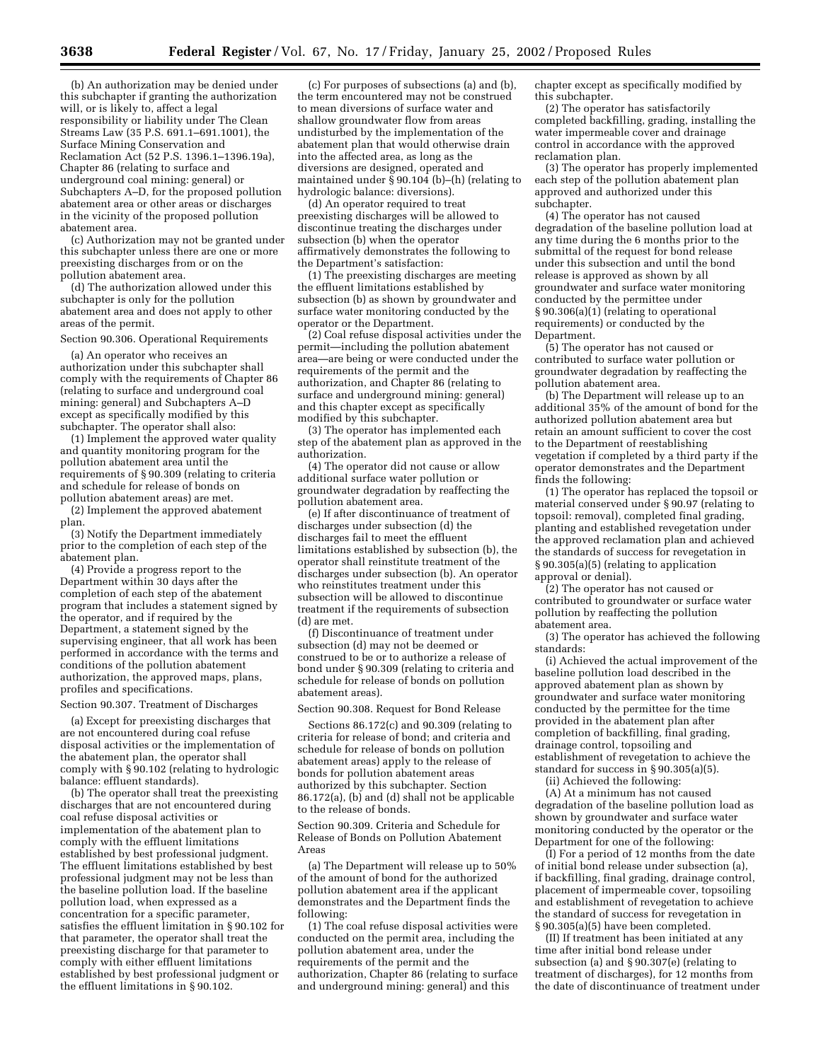(b) An authorization may be denied under this subchapter if granting the authorization will, or is likely to, affect a legal responsibility or liability under The Clean Streams Law (35 P.S. 691.1–691.1001), the Surface Mining Conservation and Reclamation Act (52 P.S. 1396.1–1396.19a), Chapter 86 (relating to surface and underground coal mining: general) or Subchapters A–D, for the proposed pollution abatement area or other areas or discharges in the vicinity of the proposed pollution abatement area.

(c) Authorization may not be granted under this subchapter unless there are one or more preexisting discharges from or on the pollution abatement area.

(d) The authorization allowed under this subchapter is only for the pollution abatement area and does not apply to other areas of the permit.

Section 90.306. Operational Requirements

(a) An operator who receives an authorization under this subchapter shall comply with the requirements of Chapter 86 (relating to surface and underground coal mining: general) and Subchapters A–D except as specifically modified by this subchapter. The operator shall also:

(1) Implement the approved water quality and quantity monitoring program for the pollution abatement area until the requirements of § 90.309 (relating to criteria and schedule for release of bonds on pollution abatement areas) are met.

(2) Implement the approved abatement plan.

(3) Notify the Department immediately prior to the completion of each step of the abatement plan.

(4) Provide a progress report to the Department within 30 days after the completion of each step of the abatement program that includes a statement signed by the operator, and if required by the Department, a statement signed by the supervising engineer, that all work has been performed in accordance with the terms and conditions of the pollution abatement authorization, the approved maps, plans, profiles and specifications.

Section 90.307. Treatment of Discharges

(a) Except for preexisting discharges that are not encountered during coal refuse disposal activities or the implementation of the abatement plan, the operator shall comply with § 90.102 (relating to hydrologic balance: effluent standards).

(b) The operator shall treat the preexisting discharges that are not encountered during coal refuse disposal activities or implementation of the abatement plan to comply with the effluent limitations established by best professional judgment. The effluent limitations established by best professional judgment may not be less than the baseline pollution load. If the baseline pollution load, when expressed as a concentration for a specific parameter, satisfies the effluent limitation in § 90.102 for that parameter, the operator shall treat the preexisting discharge for that parameter to comply with either effluent limitations established by best professional judgment or the effluent limitations in § 90.102.

(c) For purposes of subsections (a) and (b), the term encountered may not be construed to mean diversions of surface water and shallow groundwater flow from areas undisturbed by the implementation of the abatement plan that would otherwise drain into the affected area, as long as the diversions are designed, operated and maintained under § 90.104 (b)–(h) (relating to hydrologic balance: diversions).

(d) An operator required to treat preexisting discharges will be allowed to discontinue treating the discharges under subsection (b) when the operator affirmatively demonstrates the following to the Department's satisfaction:

(1) The preexisting discharges are meeting the effluent limitations established by subsection (b) as shown by groundwater and surface water monitoring conducted by the operator or the Department.

(2) Coal refuse disposal activities under the permit—including the pollution abatement area—are being or were conducted under the requirements of the permit and the authorization, and Chapter 86 (relating to surface and underground mining: general) and this chapter except as specifically modified by this subchapter.

(3) The operator has implemented each step of the abatement plan as approved in the authorization.

(4) The operator did not cause or allow additional surface water pollution or groundwater degradation by reaffecting the pollution abatement area.

(e) If after discontinuance of treatment of discharges under subsection (d) the discharges fail to meet the effluent limitations established by subsection (b), the operator shall reinstitute treatment of the discharges under subsection (b). An operator who reinstitutes treatment under this subsection will be allowed to discontinue treatment if the requirements of subsection (d) are met.

(f) Discontinuance of treatment under subsection (d) may not be deemed or construed to be or to authorize a release of bond under § 90.309 (relating to criteria and schedule for release of bonds on pollution abatement areas).

Section 90.308. Request for Bond Release

Sections 86.172(c) and 90.309 (relating to criteria for release of bond; and criteria and schedule for release of bonds on pollution abatement areas) apply to the release of bonds for pollution abatement areas authorized by this subchapter. Section 86.172(a), (b) and (d) shall not be applicable to the release of bonds.

Section 90.309. Criteria and Schedule for Release of Bonds on Pollution Abatement Areas

(a) The Department will release up to 50% of the amount of bond for the authorized pollution abatement area if the applicant demonstrates and the Department finds the following:

(1) The coal refuse disposal activities were conducted on the permit area, including the pollution abatement area, under the requirements of the permit and the authorization, Chapter 86 (relating to surface and underground mining: general) and this chapter except as specifically modified by this subchapter.

(2) The operator has satisfactorily completed backfilling, grading, installing the water impermeable cover and drainage control in accordance with the approved reclamation plan.

(3) The operator has properly implemented each step of the pollution abatement plan approved and authorized under this subchapter.

(4) The operator has not caused degradation of the baseline pollution load at any time during the 6 months prior to the submittal of the request for bond release under this subsection and until the bond release is approved as shown by all groundwater and surface water monitoring conducted by the permittee under § 90.306(a)(1) (relating to operational requirements) or conducted by the Department.

(5) The operator has not caused or contributed to surface water pollution or groundwater degradation by reaffecting the pollution abatement area.

(b) The Department will release up to an additional 35% of the amount of bond for the authorized pollution abatement area but retain an amount sufficient to cover the cost to the Department of reestablishing vegetation if completed by a third party if the operator demonstrates and the Department finds the following:

(1) The operator has replaced the topsoil or material conserved under § 90.97 (relating to topsoil: removal), completed final grading, planting and established revegetation under the approved reclamation plan and achieved the standards of success for revegetation in § 90.305(a)(5) (relating to application approval or denial).

(2) The operator has not caused or contributed to groundwater or surface water pollution by reaffecting the pollution abatement area.

(3) The operator has achieved the following standards:

(i) Achieved the actual improvement of the baseline pollution load described in the approved abatement plan as shown by groundwater and surface water monitoring conducted by the permittee for the time provided in the abatement plan after completion of backfilling, final grading, drainage control, topsoiling and establishment of revegetation to achieve the standard for success in § 90.305(a)(5).

(ii) Achieved the following:

(A) At a minimum has not caused degradation of the baseline pollution load as shown by groundwater and surface water monitoring conducted by the operator or the Department for one of the following:

(I) For a period of 12 months from the date of initial bond release under subsection (a), if backfilling, final grading, drainage control, placement of impermeable cover, topsoiling and establishment of revegetation to achieve the standard of success for revegetation in § 90.305(a)(5) have been completed.

(II) If treatment has been initiated at any time after initial bond release under subsection (a) and § 90.307(e) (relating to treatment of discharges), for 12 months from the date of discontinuance of treatment under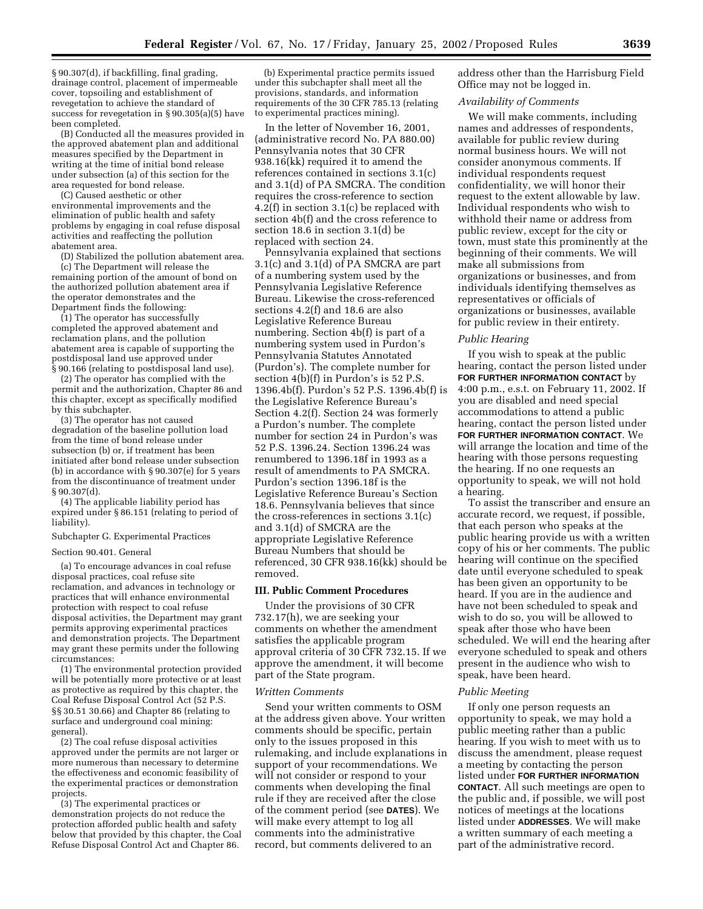§ 90.307(d), if backfilling, final grading, drainage control, placement of impermeable cover, topsoiling and establishment of revegetation to achieve the standard of success for revegetation in § 90.305(a)(5) have been completed.

(B) Conducted all the measures provided in the approved abatement plan and additional measures specified by the Department in writing at the time of initial bond release under subsection (a) of this section for the area requested for bond release.

(C) Caused aesthetic or other environmental improvements and the elimination of public health and safety problems by engaging in coal refuse disposal activities and reaffecting the pollution abatement area.

(D) Stabilized the pollution abatement area.

(c) The Department will release the remaining portion of the amount of bond on the authorized pollution abatement area if the operator demonstrates and the Department finds the following:

(1) The operator has successfully completed the approved abatement and reclamation plans, and the pollution abatement area is capable of supporting the postdisposal land use approved under § 90.166 (relating to postdisposal land use).

(2) The operator has complied with the permit and the authorization, Chapter 86 and this chapter, except as specifically modified by this subchapter.

(3) The operator has not caused degradation of the baseline pollution load from the time of bond release under subsection (b) or, if treatment has been initiated after bond release under subsection (b) in accordance with § 90.307(e) for 5 years from the discontinuance of treatment under § 90.307(d).

(4) The applicable liability period has expired under § 86.151 (relating to period of liability).

Subchapter G. Experimental Practices

Section 90.401. General

(a) To encourage advances in coal refuse disposal practices, coal refuse site reclamation, and advances in technology or practices that will enhance environmental protection with respect to coal refuse disposal activities, the Department may grant permits approving experimental practices and demonstration projects. The Department may grant these permits under the following circumstances:

(1) The environmental protection provided will be potentially more protective or at least as protective as required by this chapter, the Coal Refuse Disposal Control Act (52 P.S. §§ 30.51 30.66) and Chapter 86 (relating to surface and underground coal mining: general).

(2) The coal refuse disposal activities approved under the permits are not larger or more numerous than necessary to determine the effectiveness and economic feasibility of the experimental practices or demonstration projects.

(3) The experimental practices or demonstration projects do not reduce the protection afforded public health and safety below that provided by this chapter, the Coal Refuse Disposal Control Act and Chapter 86.

(b) Experimental practice permits issued under this subchapter shall meet all the provisions, standards, and information requirements of the 30 CFR 785.13 (relating to experimental practices mining).

In the letter of November 16, 2001, (administrative record No. PA 880.00) Pennsylvania notes that 30 CFR 938.16(kk) required it to amend the references contained in sections 3.1(c) and 3.1(d) of PA SMCRA. The condition requires the cross-reference to section 4.2(f) in section 3.1(c) be replaced with section 4b(f) and the cross reference to section 18.6 in section 3.1(d) be replaced with section 24.

Pennsylvania explained that sections 3.1(c) and 3.1(d) of PA SMCRA are part of a numbering system used by the Pennsylvania Legislative Reference Bureau. Likewise the cross-referenced sections 4.2(f) and 18.6 are also Legislative Reference Bureau numbering. Section 4b(f) is part of a numbering system used in Purdon's Pennsylvania Statutes Annotated (Purdon's). The complete number for section 4(b)(f) in Purdon's is 52 P.S. 1396.4b(f). Purdon's 52 P.S. 1396.4b(f) is the Legislative Reference Bureau's Section 4.2(f). Section 24 was formerly a Purdon's number. The complete number for section 24 in Purdon's was 52 P.S. 1396.24. Section 1396.24 was renumbered to 1396.18f in 1993 as a result of amendments to PA SMCRA. Purdon's section 1396.18f is the Legislative Reference Bureau's Section 18.6. Pennsylvania believes that since the cross-references in sections 3.1(c) and 3.1(d) of SMCRA are the appropriate Legislative Reference Bureau Numbers that should be referenced, 30 CFR 938.16(kk) should be removed.

## III. Public Comment Procedures

Under the provisions of 30 CFR 732.17(h), we are seeking your comments on whether the amendment satisfies the applicable program approval criteria of 30 CFR 732.15. If we approve the amendment, it will become part of the State program.

### *Written Comments*

Send your written comments to OSM at the address given above. Your written comments should be specific, pertain only to the issues proposed in this rulemaking, and include explanations in support of your recommendations. We will not consider or respond to your comments when developing the final rule if they are received after the close of the comment period (see **DATES**). We will make every attempt to log all comments into the administrative record, but comments delivered to an address other than the Harrisburg Field Office may not be logged in.

### *Availability of Comments*

We will make comments, including names and addresses of respondents, available for public review during normal business hours. We will not consider anonymous comments. If individual respondents request confidentiality, we will honor their request to the extent allowable by law. Individual respondents who wish to withhold their name or address from public review, except for the city or town, must state this prominently at the beginning of their comments. We will make all submissions from organizations or businesses, and from individuals identifying themselves as representatives or officials of organizations or businesses, available for public review in their entirety.

### *Public Hearing*

If you wish to speak at the public hearing, contact the person listed under **FOR FURTHER INFORMATION CONTACT** by 4:00 p.m., e.s.t. on February 11, 2002. If you are disabled and need special accommodations to attend a public hearing, contact the person listed under **FOR FURTHER INFORMATION CONTACT**. We will arrange the location and time of the hearing with those persons requesting the hearing. If no one requests an opportunity to speak, we will not hold a hearing.

To assist the transcriber and ensure an accurate record, we request, if possible, that each person who speaks at the public hearing provide us with a written copy of his or her comments. The public hearing will continue on the specified date until everyone scheduled to speak has been given an opportunity to be heard. If you are in the audience and have not been scheduled to speak and wish to do so, you will be allowed to speak after those who have been scheduled. We will end the hearing after everyone scheduled to speak and others present in the audience who wish to speak, have been heard.

### *Public Meeting*

If only one person requests an opportunity to speak, we may hold a public meeting rather than a public hearing. If you wish to meet with us to discuss the amendment, please request a meeting by contacting the person listed under **FOR FURTHER INFORMATION CONTACT**. All such meetings are open to the public and, if possible, we will post notices of meetings at the locations listed under **ADDRESSES**. We will make a written summary of each meeting a part of the administrative record.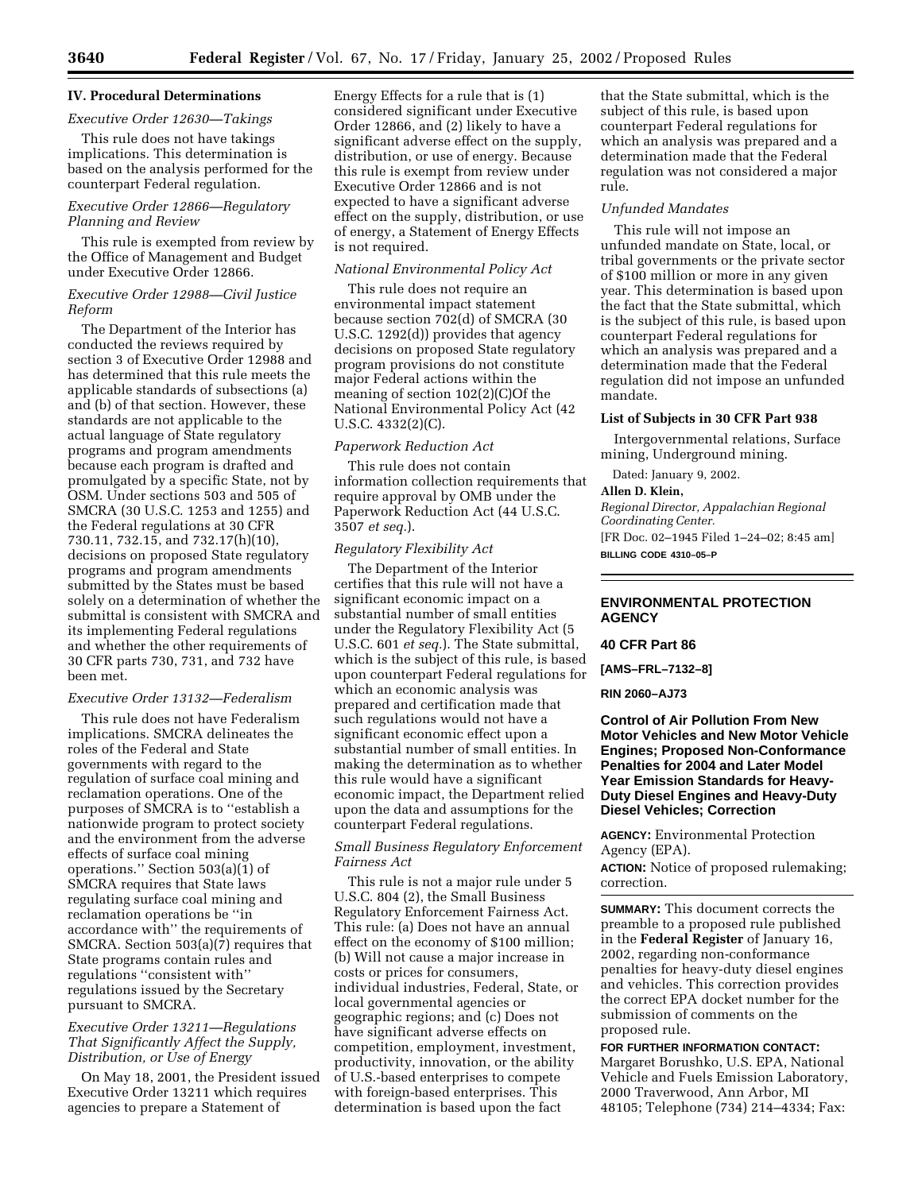## IV. Procedural Determinations

*Executive Order 12630—Takings*

This rule does not have takings implications. This determination is based on the analysis performed for the counterpart Federal regulation.

*Executive Order 12866—Regulatory Planning and Review*

This rule is exempted from review by the Office of Management and Budget under Executive Order 12866.

*Executive Order 12988—Civil Justice Reform*

The Department of the Interior has conducted the reviews required by section 3 of Executive Order 12988 and has determined that this rule meets the applicable standards of subsections (a) and (b) of that section. However, these standards are not applicable to the actual language of State regulatory programs and program amendments because each program is drafted and promulgated by a specific State, not by OSM. Under sections 503 and 505 of SMCRA (30 U.S.C. 1253 and 1255) and the Federal regulations at 30 CFR 730.11, 732.15, and 732.17(h)(10), decisions on proposed State regulatory programs and program amendments submitted by the States must be based solely on a determination of whether the submittal is consistent with SMCRA and its implementing Federal regulations and whether the other requirements of 30 CFR parts 730, 731, and 732 have been met.

*Executive Order 13132—Federalism*

This rule does not have Federalism implications. SMCRA delineates the roles of the Federal and State governments with regard to the regulation of surface coal mining and reclamation operations. One of the purposes of SMCRA is to ''establish a nationwide program to protect society and the environment from the adverse effects of surface coal mining operations.'' Section 503(a)(1) of SMCRA requires that State laws regulating surface coal mining and reclamation operations be ''in accordance with'' the requirements of SMCRA. Section 503(a)(7) requires that State programs contain rules and regulations ''consistent with'' regulations issued by the Secretary pursuant to SMCRA.

*Executive Order 13211—Regulations That Significantly Affect the Supply, Distribution, or Use of Energy*

On May 18, 2001, the President issued Executive Order 13211 which requires agencies to prepare a Statement of Energy Effects for a rule that is (1) considered significant under Executive Order 12866, and (2) likely to have a significant adverse effect on the supply, distribution, or use of energy. Because this rule is exempt from review under Executive Order 12866 and is not expected to have a significant adverse effect on the supply, distribution, or use of energy, a Statement of Energy Effects is not required.

*National Environmental Policy Act*

This rule does not require an environmental impact statement because section 702(d) of SMCRA (30 U.S.C. 1292(d)) provides that agency decisions on proposed State regulatory program provisions do not constitute major Federal actions within the meaning of section 102(2)(C)Of the National Environmental Policy Act (42 U.S.C. 4332(2)(C).

*Paperwork Reduction Act*

This rule does not contain information collection requirements that require approval by OMB under the Paperwork Reduction Act (44 U.S.C. 3507 *et seq.*).

*Regulatory Flexibility Act*

The Department of the Interior certifies that this rule will not have a significant economic impact on a substantial number of small entities under the Regulatory Flexibility Act (5 U.S.C. 601 *et seq.*). The State submittal, which is the subject of this rule, is based upon counterpart Federal regulations for which an economic analysis was prepared and certification made that such regulations would not have a significant economic effect upon a substantial number of small entities. In making the determination as to whether this rule would have a significant economic impact, the Department relied upon the data and assumptions for the counterpart Federal regulations.

*Small Business Regulatory Enforcement Fairness Act*

This rule is not a major rule under 5 U.S.C. 804 (2), the Small Business Regulatory Enforcement Fairness Act. This rule: (a) Does not have an annual effect on the economy of $100 million; (b) Will not cause a major increase in costs or prices for consumers, individual industries, Federal, State, or local governmental agencies or geographic regions; and (c) Does not have significant adverse effects on competition, employment, investment, productivity, innovation, or the ability of U.S.-based enterprises to compete with foreign-based enterprises. This determination is based upon the fact that the State submittal, which is the subject of this rule, is based upon counterpart Federal regulations for which an analysis was prepared and a determination made that the Federal regulation was not considered a major rule.

*Unfunded Mandates*

This rule will not impose an unfunded mandate on State, local, or tribal governments or the private sector of $100 million or more in any given year. This determination is based upon the fact that the State submittal, which is the subject of this rule, is based upon counterpart Federal regulations for which an analysis was prepared and a determination made that the Federal regulation did not impose an unfunded mandate.

**List of Subjects in 30 CFR Part 938**

Intergovernmental relations, Surface mining, Underground mining.

Dated: January 9, 2002.

**Allen D. Klein,**

*Regional Director, Appalachian Regional Coordinating Center.*

[FR Doc. 02–1945 Filed 1–24–02; 8:45 am]

**BILLING CODE 4310–05–P**

---

## ENVIRONMENTAL PROTECTION AGENCY

**40 CFR Part 86**

**[AMS–FRL–7132–8]**

**RIN 2060–AJ73**

### Control of Air Pollution From New Motor Vehicles and New Motor Vehicle Engines; Proposed Non-Conformance Penalties for 2004 and Later Model Year Emission Standards for Heavy-Duty Diesel Engines and Heavy-Duty Diesel Vehicles; Correction

**AGENCY:** Environmental Protection Agency (EPA).

**ACTION:** Notice of proposed rulemaking; correction.

**SUMMARY:** This document corrects the preamble to a proposed rule published in the **Federal Register** of January 16, 2002, regarding non-conformance penalties for heavy-duty diesel engines and vehicles. This correction provides the correct EPA docket number for the submission of comments on the proposed rule.

**FOR FURTHER INFORMATION CONTACT:** Margaret Borushko, U.S. EPA, National Vehicle and Fuels Emission Laboratory, 2000 Traverwood, Ann Arbor, MI 48105; Telephone (734) 214–4334; Fax: